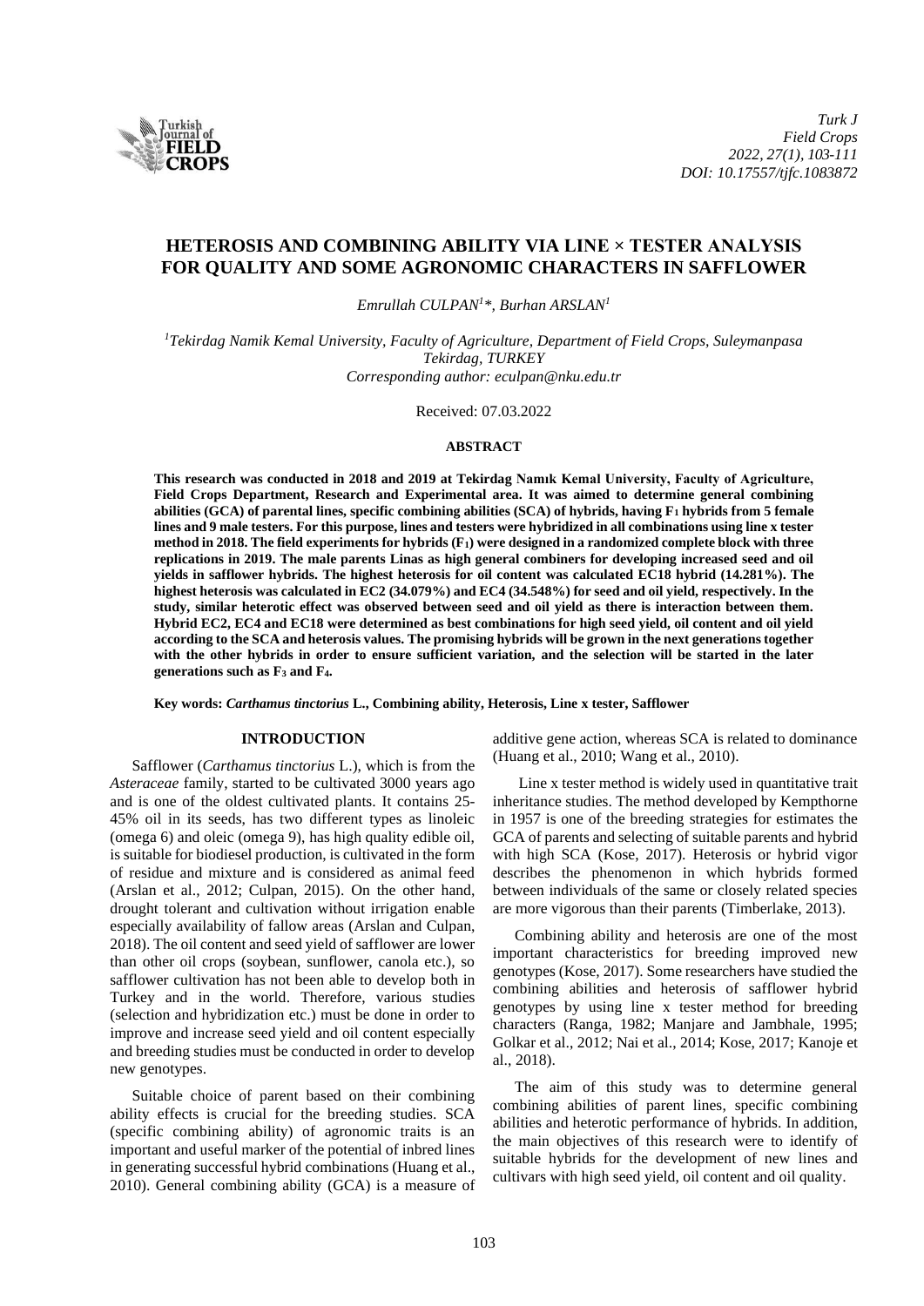# HETEROSIS AND COMBINING ABILITY VIA LINE × TESTER ANALYSIS FOR QUALITY AND SOME AGRONOMIC CHARACTERS IN SAFFLOWER

*Emrullah CULPAN[1]\*, Burhan ARSLAN[1]*

*[1]Tekirdag Namik Kemal University, Faculty of Agriculture, Department of Field Crops, Suleymanpasa Tekirdag, TURKEY*
*Corresponding author: eculpan@nku.edu.tr*

Received: 07.03.2022

**ABSTRACT**

**This research was conducted in 2018 and 2019 at Tekirdag Namık Kemal University, Faculty of Agriculture, Field Crops Department, Research and Experimental area. It was aimed to determine general combining abilities (GCA) of parental lines, specific combining abilities (SCA) of hybrids, having $F_1$ hybrids from 5 female lines and 9 male testers. For this purpose, lines and testers were hybridized in all combinations using line x tester method in 2018. The field experiments for hybrids ($F_1$) were designed in a randomized complete block with three replications in 2019. The male parents Linas as high general combiners for developing increased seed and oil yields in safflower hybrids. The highest heterosis for oil content was calculated EC18 hybrid (14.281%). The highest heterosis was calculated in EC2 (34.079%) and EC4 (34.548%) for seed and oil yield, respectively. In the study, similar heterotic effect was observed between seed and oil yield as there is interaction between them. Hybrid EC2, EC4 and EC18 were determined as best combinations for high seed yield, oil content and oil yield according to the SCA and heterosis values. The promising hybrids will be grown in the next generations together with the other hybrids in order to ensure sufficient variation, and the selection will be started in the later generations such as $F_3$ and $F_4$.**

**Key words:** ***Carthamus tinctorius*** **L., Combining ability, Heterosis, Line x tester, Safflower**

## INTRODUCTION

Safflower (*Carthamus tinctorius* L.), which is from the *Asteraceae* family, started to be cultivated 3000 years ago and is one of the oldest cultivated plants. It contains 25-45% oil in its seeds, has two different types as linoleic (omega 6) and oleic (omega 9), has high quality edible oil, is suitable for biodiesel production, is cultivated in the form of residue and mixture and is considered as animal feed (Arslan et al., 2012; Culpan, 2015). On the other hand, drought tolerant and cultivation without irrigation enable especially availability of fallow areas (Arslan and Culpan, 2018). The oil content and seed yield of safflower are lower than other oil crops (soybean, sunflower, canola etc.), so safflower cultivation has not been able to develop both in Turkey and in the world. Therefore, various studies (selection and hybridization etc.) must be done in order to improve and increase seed yield and oil content especially and breeding studies must be conducted in order to develop new genotypes.

Suitable choice of parent based on their combining ability effects is crucial for the breeding studies. SCA (specific combining ability) of agronomic traits is an important and useful marker of the potential of inbred lines in generating successful hybrid combinations (Huang et al., 2010). General combining ability (GCA) is a measure of additive gene action, whereas SCA is related to dominance (Huang et al., 2010; Wang et al., 2010).

Line x tester method is widely used in quantitative trait inheritance studies. The method developed by Kempthorne in 1957 is one of the breeding strategies for estimates the GCA of parents and selecting of suitable parents and hybrid with high SCA (Kose, 2017). Heterosis or hybrid vigor describes the phenomenon in which hybrids formed between individuals of the same or closely related species are more vigorous than their parents (Timberlake, 2013).

Combining ability and heterosis are one of the most important characteristics for breeding improved new genotypes (Kose, 2017). Some researchers have studied the combining abilities and heterosis of safflower hybrid genotypes by using line x tester method for breeding characters (Ranga, 1982; Manjare and Jambhale, 1995; Golkar et al., 2012; Nai et al., 2014; Kose, 2017; Kanoje et al., 2018).

The aim of this study was to determine general combining abilities of parent lines, specific combining abilities and heterotic performance of hybrids. In addition, the main objectives of this research were to identify of suitable hybrids for the development of new lines and cultivars with high seed yield, oil content and oil quality.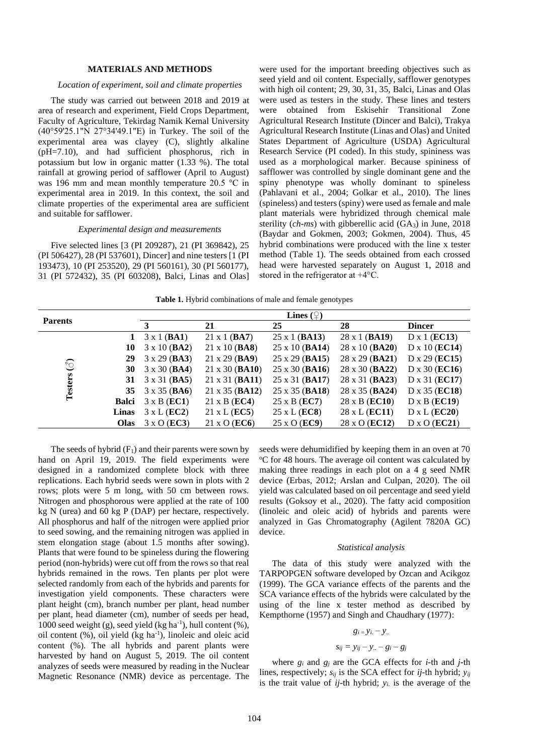## MATERIALS AND METHODS

### *Location of experiment, soil and climate properties*

The study was carried out between 2018 and 2019 at area of research and experiment, Field Crops Department, Faculty of Agriculture, Tekirdag Namik Kemal University (40°59'25.1"N 27°34'49.1"E) in Turkey. The soil of the experimental area was clayey (C), slightly alkaline (pH=7.10), and had sufficient phosphorus, rich in potassium but low in organic matter (1.33 %). The total rainfall at growing period of safflower (April to August) was 196 mm and mean monthly temperature 20.5 °C in experimental area in 2019. In this context, the soil and climate properties of the experimental area are sufficient and suitable for safflower.

### *Experimental design and measurements*

Five selected lines [3 (PI 209287), 21 (PI 369842), 25 (PI 506427), 28 (PI 537601), Dincer] and nine testers [1 (PI 193473), 10 (PI 253520), 29 (PI 560161), 30 (PI 560177), 31 (PI 572432), 35 (PI 603208), Balci, Linas and Olas] were used for the important breeding objectives such as seed yield and oil content. Especially, safflower genotypes with high oil content; 29, 30, 31, 35, Balci, Linas and Olas were used as testers in the study. These lines and testers were obtained from Eskisehir Transitional Zone Agricultural Research Institute (Dincer and Balci), Trakya Agricultural Research Institute (Linas and Olas) and United States Department of Agriculture (USDA) Agricultural Research Service (PI coded). In this study, spininess was used as a morphological marker. Because spininess of safflower was controlled by single dominant gene and the spiny phenotype was wholly dominant to spineless (Pahlavani et al., 2004; Golkar et al., 2010). The lines (spineless) and testers (spiny) were used as female and male plant materials were hybridized through chemical male sterility (*ch-ms*) with gibberellic acid ($GA_3$) in June, 2018 (Baydar and Gokmen, 2003; Gokmen, 2004). Thus, 45 hybrid combinations were produced with the line x tester method (Table 1). The seeds obtained from each crossed head were harvested separately on August 1, 2018 and stored in the refrigerator at +4°C.

**Table 1.** Hybrid combinations of male and female genotypes

| Parents | | Lines (♀) | | | | |
|---|---|---|---|---|---|---|
| | | **3** | **21** | **25** | **28** | **Dincer** |
| **Testers (♂)** | **1** | 3 x 1 (**BA1**) | 21 x 1 (**BA7**) | 25 x 1 (**BA13**) | 28 x 1 (**BA19**) | D x 1 (**EC13**) |
| | **10** | 3 x 10 (**BA2**) | 21 x 10 (**BA8**) | 25 x 10 (**BA14**) | 28 x 10 (**BA20**) | D x 10 (**EC14**) |
| | **29** | 3 x 29 (**BA3**) | 21 x 29 (**BA9**) | 25 x 29 (**BA15**) | 28 x 29 (**BA21**) | D x 29 (**EC15**) |
| | **30** | 3 x 30 (**BA4**) | 21 x 30 (**BA10**) | 25 x 30 (**BA16**) | 28 x 30 (**BA22**) | D x 30 (**EC16**) |
| | **31** | 3 x 31 (**BA5**) | 21 x 31 (**BA11**) | 25 x 31 (**BA17**) | 28 x 31 (**BA23**) | D x 31 (**EC17**) |
| | **35** | 3 x 35 (**BA6**) | 21 x 35 (**BA12**) | 25 x 35 (**BA18**) | 28 x 35 (**BA24**) | D x 35 (**EC18**) |
| | **Balci** | 3 x B (**EC1**) | 21 x B (**EC4**) | 25 x B (**EC7**) | 28 x B (**EC10**) | D x B (**EC19**) |
| | **Linas** | 3 x L (**EC2**) | 21 x L (**EC5**) | 25 x L (**EC8**) | 28 x L (**EC11**) | D x L (**EC20**) |
| | **Olas** | 3 x O (**EC3**) | 21 x O (**EC6**) | 25 x O (**EC9**) | 28 x O (**EC12**) | D x O (**EC21**) |

The seeds of hybrid ($F_1$) and their parents were sown by hand on April 19, 2019. The field experiments were designed in a randomized complete block with three replications. Each hybrid seeds were sown in plots with 2 rows; plots were 5 m long, with 50 cm between rows. Nitrogen and phosphorous were applied at the rate of 100 kg N (urea) and 60 kg P (DAP) per hectare, respectively. All phosphorus and half of the nitrogen were applied prior to seed sowing, and the remaining nitrogen was applied in stem elongation stage (about 1.5 months after sowing). Plants that were found to be spineless during the flowering period (non-hybrids) were cut off from the rows so that real hybrids remained in the rows. Ten plants per plot were selected randomly from each of the hybrids and parents for investigation yield components. These characters were plant height (cm), branch number per plant, head number per plant, head diameter (cm), number of seeds per head, 1000 seed weight (g), seed yield (kg $ha^{-1}$), hull content (%), oil content (%), oil yield (kg $ha^{-1}$), linoleic and oleic acid content (%). The all hybrids and parent plants were harvested by hand on August 5, 2019. The oil content analyzes of seeds were measured by reading in the Nuclear Magnetic Resonance (NMR) device as percentage. The seeds were dehumidified by keeping them in an oven at 70 °C for 48 hours. The average oil content was calculated by making three readings in each plot on a 4 g seed NMR device (Erbas, 2012; Arslan and Culpan, 2020). The oil yield was calculated based on oil percentage and seed yield results (Goksoy et al., 2020). The fatty acid composition (linoleic and oleic acid) of hybrids and parents were analyzed in Gas Chromatography (Agilent 7820A GC) device.

### *Statistical analysis*

The data of this study were analyzed with the TARPOPGEN software developed by Ozcan and Acikgoz (1999). The GCA variance effects of the parents and the SCA variance effects of the hybrids were calculated by the using of the line x tester method as described by Kempthorne (1957) and Singh and Chaudhary (1977):

$$g_i = y_{i.} - y_{..}$$

$$s_{ij} = y_{ij} - y_{..} - g_i - g_j$$

where $g_i$ and $g_j$ are the GCA effects for *i*-th and *j*-th lines, respectively; $s_{ij}$ is the SCA effect for *ij*-th hybrid; $y_{ij}$ is the trait value of *ij*-th hybrid; $y_{i.}$ is the average of the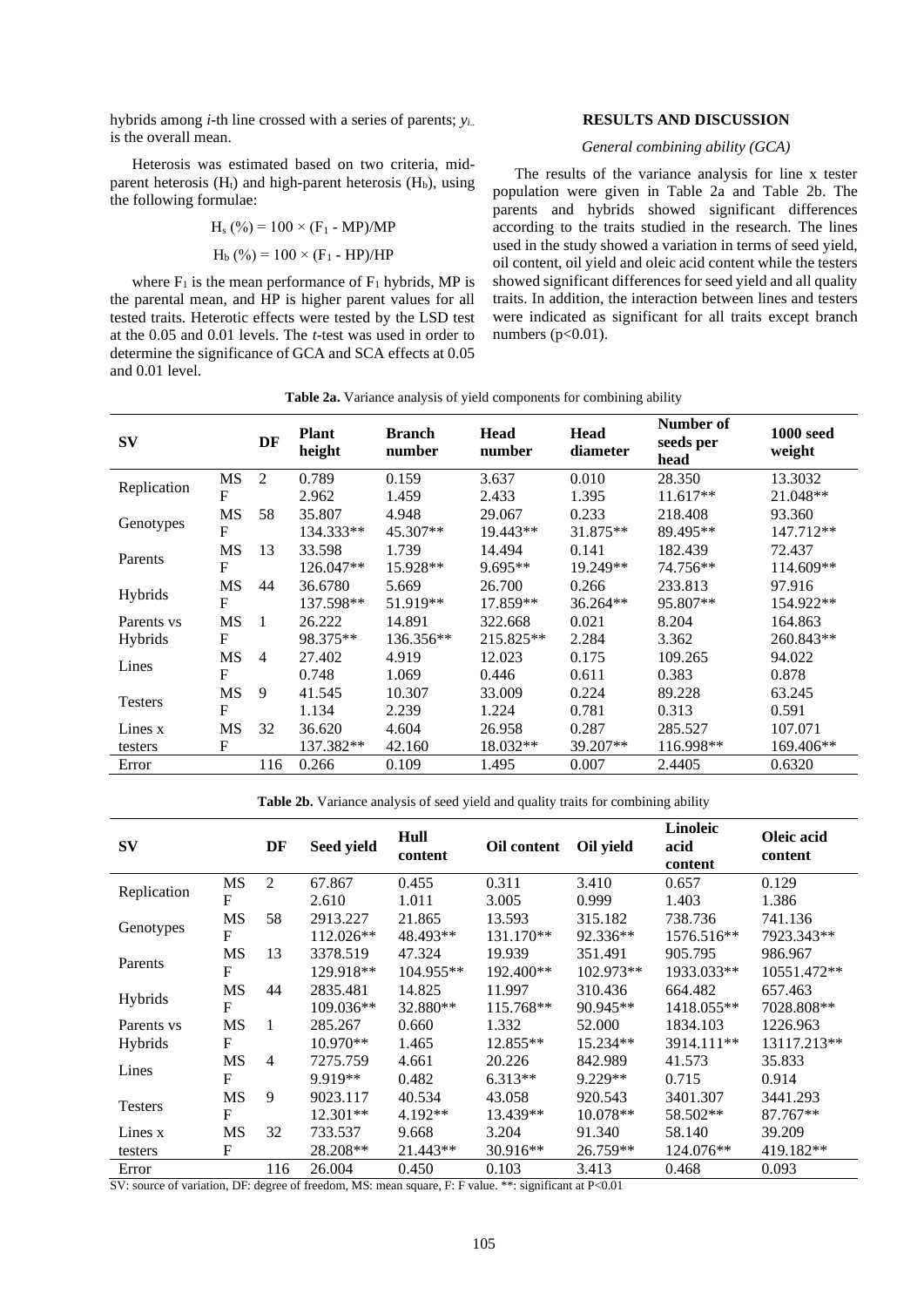hybrids among *i*-th line crossed with a series of parents; $y_{i..}$ is the overall mean.

Heterosis was estimated based on two criteria, mid-parent heterosis ($H_t$) and high-parent heterosis ($H_b$), using the following formulae:

$$H_s\ (\%) = 100 \times (F_1 - MP)/MP$$

$$H_b\ (\%) = 100 \times (F_1 - HP)/HP$$

where $F_1$ is the mean performance of $F_1$ hybrids, MP is the parental mean, and HP is higher parent values for all tested traits. Heterotic effects were tested by the LSD test at the 0.05 and 0.01 levels. The *t*-test was used in order to determine the significance of GCA and SCA effects at 0.05 and 0.01 level.

## RESULTS AND DISCUSSION

### *General combining ability (GCA)*

The results of the variance analysis for line x tester population were given in Table 2a and Table 2b. The parents and hybrids showed significant differences according to the traits studied in the research. The lines used in the study showed a variation in terms of seed yield, oil content, oil yield and oleic acid content while the testers showed significant differences for seed yield and all quality traits. In addition, the interaction between lines and testers were indicated as significant for all traits except branch numbers (p<0.01).

**Table 2a.** Variance analysis of yield components for combining ability

| SV | | DF | Plant height | Branch number | Head number | Head diameter | Number of seeds per head | 1000 seed weight |
|---|---|---|---|---|---|---|---|---|
| Replication | MS | 2 | 0.789 | 0.159 | 3.637 | 0.010 | 28.350 | 13.3032 |
| | F | | 2.962 | 1.459 | 2.433 | 1.395 | 11.617** | 21.048** |
| Genotypes | MS | 58 | 35.807 | 4.948 | 29.067 | 0.233 | 218.408 | 93.360 |
| | F | | 134.333** | 45.307** | 19.443** | 31.875** | 89.495** | 147.712** |
| Parents | MS | 13 | 33.598 | 1.739 | 14.494 | 0.141 | 182.439 | 72.437 |
| | F | | 126.047** | 15.928** | 9.695** | 19.249** | 74.756** | 114.609** |
| Hybrids | MS | 44 | 36.6780 | 5.669 | 26.700 | 0.266 | 233.813 | 97.916 |
| | F | | 137.598** | 51.919** | 17.859** | 36.264** | 95.807** | 154.922** |
| Parents vs Hybrids | MS | 1 | 26.222 | 14.891 | 322.668 | 0.021 | 8.204 | 164.863 |
| | F | | 98.375** | 136.356** | 215.825** | 2.284 | 3.362 | 260.843** |
| Lines | MS | 4 | 27.402 | 4.919 | 12.023 | 0.175 | 109.265 | 94.022 |
| | F | | 0.748 | 1.069 | 0.446 | 0.611 | 0.383 | 0.878 |
| Testers | MS | 9 | 41.545 | 10.307 | 33.009 | 0.224 | 89.228 | 63.245 |
| | F | | 1.134 | 2.239 | 1.224 | 0.781 | 0.313 | 0.591 |
| Lines x testers | MS | 32 | 36.620 | 4.604 | 26.958 | 0.287 | 285.527 | 107.071 |
| | F | | 137.382** | 42.160 | 18.032** | 39.207** | 116.998** | 169.406** |
| Error | | 116 | 0.266 | 0.109 | 1.495 | 0.007 | 2.4405 | 0.6320 |

**Table 2b.** Variance analysis of seed yield and quality traits for combining ability

| SV | | DF | Seed yield | Hull content | Oil content | Oil yield | Linoleic acid content | Oleic acid content |
|---|---|---|---|---|---|---|---|---|
| Replication | MS | 2 | 67.867 | 0.455 | 0.311 | 3.410 | 0.657 | 0.129 |
| | F | | 2.610 | 1.011 | 3.005 | 0.999 | 1.403 | 1.386 |
| Genotypes | MS | 58 | 2913.227 | 21.865 | 13.593 | 315.182 | 738.736 | 741.136 |
| | F | | 112.026** | 48.493** | 131.170** | 92.336** | 1576.516** | 7923.343** |
| Parents | MS | 13 | 3378.519 | 47.324 | 19.939 | 351.491 | 905.795 | 986.967 |
| | F | | 129.918** | 104.955** | 192.400** | 102.973** | 1933.033** | 10551.472** |
| Hybrids | MS | 44 | 2835.481 | 14.825 | 11.997 | 310.436 | 664.482 | 657.463 |
| | F | | 109.036** | 32.880** | 115.768** | 90.945** | 1418.055** | 7028.808** |
| Parents vs Hybrids | MS | 1 | 285.267 | 0.660 | 1.332 | 52.000 | 1834.103 | 1226.963 |
| | F | | 10.970** | 1.465 | 12.855** | 15.234** | 3914.111** | 13117.213** |
| Lines | MS | 4 | 7275.759 | 4.661 | 20.226 | 842.989 | 41.573 | 35.833 |
| | F | | 9.919** | 0.482 | 6.313** | 9.229** | 0.715 | 0.914 |
| Testers | MS | 9 | 9023.117 | 40.534 | 43.058 | 920.543 | 3401.307 | 3441.293 |
| | F | | 12.301** | 4.192** | 13.439** | 10.078** | 58.502** | 87.767** |
| Lines x testers | MS | 32 | 733.537 | 9.668 | 3.204 | 91.340 | 58.140 | 39.209 |
| | F | | 28.208** | 21.443** | 30.916** | 26.759** | 124.076** | 419.182** |
| Error | | 116 | 26.004 | 0.450 | 0.103 | 3.413 | 0.468 | 0.093 |

SV: source of variation, DF: degree of freedom, MS: mean square, F: F value. **: significant at P<0.01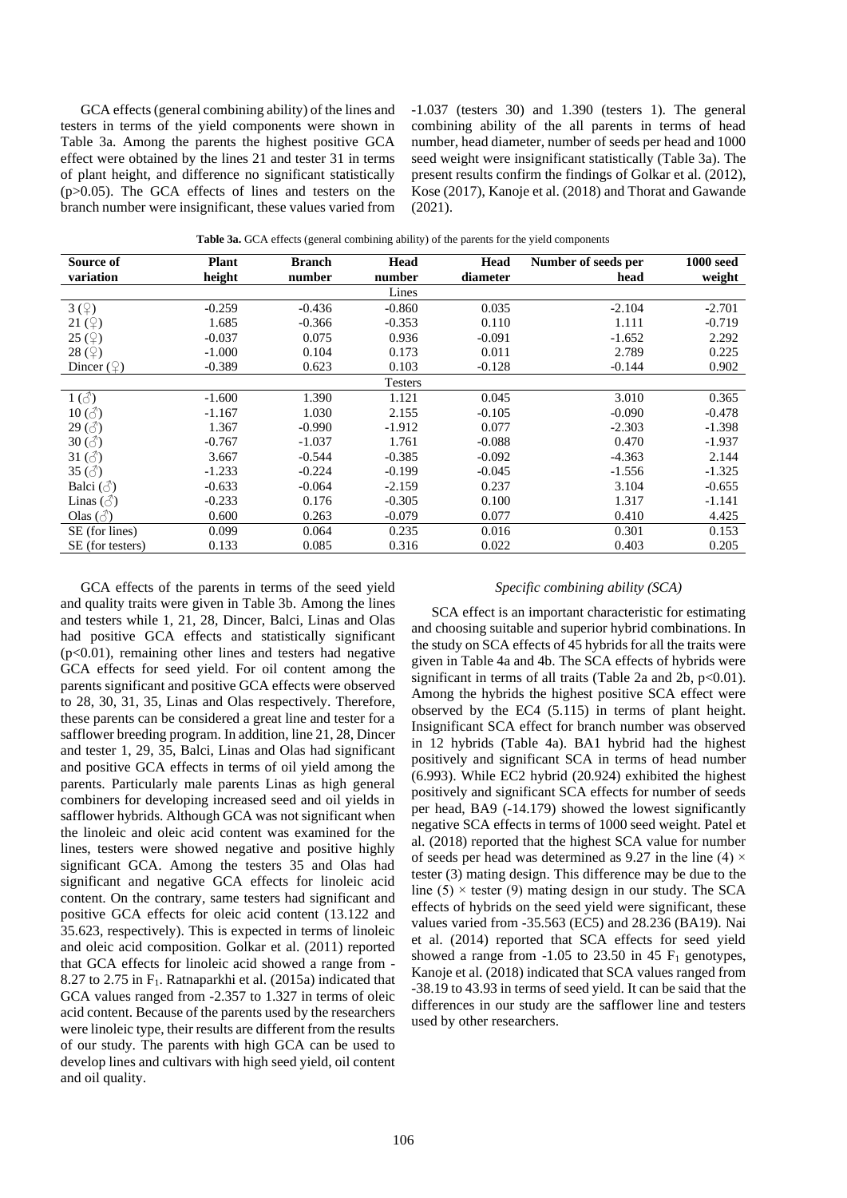GCA effects (general combining ability) of the lines and testers in terms of the yield components were shown in Table 3a. Among the parents the highest positive GCA effect were obtained by the lines 21 and tester 31 in terms of plant height, and difference no significant statistically ($p>0.05$). The GCA effects of lines and testers on the branch number were insignificant, these values varied from -1.037 (testers 30) and 1.390 (testers 1). The general combining ability of the all parents in terms of head number, head diameter, number of seeds per head and 1000 seed weight were insignificant statistically (Table 3a). The present results confirm the findings of Golkar et al. (2012), Kose (2017), Kanoje et al. (2018) and Thorat and Gawande (2021).

**Table 3a.** GCA effects (general combining ability) of the parents for the yield components

| Source of variation | Plant height | Branch number | Head number | Head diameter | Number of seeds per head | 1000 seed weight |
|---|---|---|---|---|---|---|
| | | | Lines | | | |
| 3 (♀) | -0.259 | -0.436 | -0.860 | 0.035 | -2.104 | -2.701 |
| 21 (♀) | 1.685 | -0.366 | -0.353 | 0.110 | 1.111 | -0.719 |
| 25 (♀) | -0.037 | 0.075 | 0.936 | -0.091 | -1.652 | 2.292 |
| 28 (♀) | -1.000 | 0.104 | 0.173 | 0.011 | 2.789 | 0.225 |
| Dincer (♀) | -0.389 | 0.623 | 0.103 | -0.128 | -0.144 | 0.902 |
| | | | Testers | | | |
| 1 (♂) | -1.600 | 1.390 | 1.121 | 0.045 | 3.010 | 0.365 |
| 10 (♂) | -1.167 | 1.030 | 2.155 | -0.105 | -0.090 | -0.478 |
| 29 (♂) | 1.367 | -0.990 | -1.912 | 0.077 | -2.303 | -1.398 |
| 30 (♂) | -0.767 | -1.037 | 1.761 | -0.088 | 0.470 | -1.937 |
| 31 (♂) | 3.667 | -0.544 | -0.385 | -0.092 | -4.363 | 2.144 |
| 35 (♂) | -1.233 | -0.224 | -0.199 | -0.045 | -1.556 | -1.325 |
| Balci (♂) | -0.633 | -0.064 | -2.159 | 0.237 | 3.104 | -0.655 |
| Linas (♂) | -0.233 | 0.176 | -0.305 | 0.100 | 1.317 | -1.141 |
| Olas (♂) | 0.600 | 0.263 | -0.079 | 0.077 | 0.410 | 4.425 |
| SE (for lines) | 0.099 | 0.064 | 0.235 | 0.016 | 0.301 | 0.153 |
| SE (for testers) | 0.133 | 0.085 | 0.316 | 0.022 | 0.403 | 0.205 |

GCA effects of the parents in terms of the seed yield and quality traits were given in Table 3b. Among the lines and testers while 1, 21, 28, Dincer, Balci, Linas and Olas had positive GCA effects and statistically significant ($p<0.01$), remaining other lines and testers had negative GCA effects for seed yield. For oil content among the parents significant and positive GCA effects were observed to 28, 30, 31, 35, Linas and Olas respectively. Therefore, these parents can be considered a great line and tester for a safflower breeding program. In addition, line 21, 28, Dincer and tester 1, 29, 35, Balci, Linas and Olas had significant and positive GCA effects in terms of oil yield among the parents. Particularly male parents Linas as high general combiners for developing increased seed and oil yields in safflower hybrids. Although GCA was not significant when the linoleic and oleic acid content was examined for the lines, testers were showed negative and positive highly significant GCA. Among the testers 35 and Olas had significant and negative GCA effects for linoleic acid content. On the contrary, same testers had significant and positive GCA effects for oleic acid content (13.122 and 35.623, respectively). This is expected in terms of linoleic and oleic acid composition. Golkar et al. (2011) reported that GCA effects for linoleic acid showed a range from -8.27 to 2.75 in $F_1$. Ratnaparkhi et al. (2015a) indicated that GCA values ranged from -2.357 to 1.327 in terms of oleic acid content. Because of the parents used by the researchers were linoleic type, their results are different from the results of our study. The parents with high GCA can be used to develop lines and cultivars with high seed yield, oil content and oil quality.

### *Specific combining ability (SCA)*

SCA effect is an important characteristic for estimating and choosing suitable and superior hybrid combinations. In the study on SCA effects of 45 hybrids for all the traits were given in Table 4a and 4b. The SCA effects of hybrids were significant in terms of all traits (Table 2a and 2b, $p<0.01$). Among the hybrids the highest positive SCA effect were observed by the EC4 (5.115) in terms of plant height. Insignificant SCA effect for branch number was observed in 12 hybrids (Table 4a). BA1 hybrid had the highest positively and significant SCA in terms of head number (6.993). While EC2 hybrid (20.924) exhibited the highest positively and significant SCA effects for number of seeds per head, BA9 (-14.179) showed the lowest significantly negative SCA effects in terms of 1000 seed weight. Patel et al. (2018) reported that the highest SCA value for number of seeds per head was determined as 9.27 in the line (4) × tester (3) mating design. This difference may be due to the line (5) × tester (9) mating design in our study. The SCA effects of hybrids on the seed yield were significant, these values varied from -35.563 (EC5) and 28.236 (BA19). Nai et al. (2014) reported that SCA effects for seed yield showed a range from -1.05 to 23.50 in 45 $F_1$ genotypes, Kanoje et al. (2018) indicated that SCA values ranged from -38.19 to 43.93 in terms of seed yield. It can be said that the differences in our study are the safflower line and testers used by other researchers.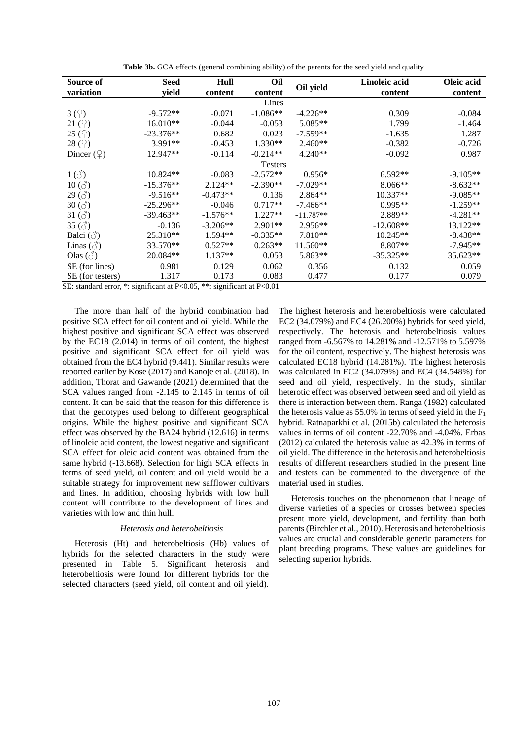**Table 3b.** GCA effects (general combining ability) of the parents for the seed yield and quality

| Source of variation | Seed yield | Hull content | Oil content | Oil yield | Linoleic acid content | Oleic acid content |
|---|---|---|---|---|---|---|
| | | | Lines | | | |
| 3 (♀) | -9.572** | -0.071 | -1.086** | -4.226** | 0.309 | -0.084 |
| 21 (♀) | 16.010** | -0.044 | -0.053 | 5.085** | 1.799 | -1.464 |
| 25 (♀) | -23.376** | 0.682 | 0.023 | -7.559** | -1.635 | 1.287 |
| 28 (♀) | 3.991** | -0.453 | 1.330** | 2.460** | -0.382 | -0.726 |
| Dincer (♀) | 12.947** | -0.114 | -0.214** | 4.240** | -0.092 | 0.987 |
| | | | Testers | | | |
| 1 (♂) | 10.824** | -0.083 | -2.572** | 0.956* | 6.592** | -9.105** |
| 10 (♂) | -15.376** | 2.124** | -2.390** | -7.029** | 8.066** | -8.632** |
| 29 (♂) | -9.516** | -0.473** | 0.136 | 2.864** | 10.337** | -9.085** |
| 30 (♂) | -25.296** | -0.046 | 0.717** | -7.466** | 0.995** | -1.259** |
| 31 (♂) | -39.463** | -1.576** | 1.227** | -11.787** | 2.889** | -4.281** |
| 35 (♂) | -0.136 | -3.206** | 2.901** | 2.956** | -12.608** | 13.122** |
| Balci (♂) | 25.310** | 1.594** | -0.335** | 7.810** | 10.245** | -8.438** |
| Linas (♂) | 33.570** | 0.527** | 0.263** | 11.560** | 8.807** | -7.945** |
| Olas (♂) | 20.084** | 1.137** | 0.053 | 5.863** | -35.325** | 35.623** |
| SE (for lines) | 0.981 | 0.129 | 0.062 | 0.356 | 0.132 | 0.059 |
| SE (for testers) | 1.317 | 0.173 | 0.083 | 0.477 | 0.177 | 0.079 |

SE: standard error, *: significant at P<0.05, **: significant at P<0.01

The more than half of the hybrid combination had positive SCA effect for oil content and oil yield. While the highest positive and significant SCA effect was observed by the EC18 (2.014) in terms of oil content, the highest positive and significant SCA effect for oil yield was obtained from the EC4 hybrid (9.441). Similar results were reported earlier by Kose (2017) and Kanoje et al. (2018). In addition, Thorat and Gawande (2021) determined that the SCA values ranged from -2.145 to 2.145 in terms of oil content. It can be said that the reason for this difference is that the genotypes used belong to different geographical origins. While the highest positive and significant SCA effect was observed by the BA24 hybrid (12.616) in terms of linoleic acid content, the lowest negative and significant SCA effect for oleic acid content was obtained from the same hybrid (-13.668). Selection for high SCA effects in terms of seed yield, oil content and oil yield would be a suitable strategy for improvement new safflower cultivars and lines. In addition, choosing hybrids with low hull content will contribute to the development of lines and varieties with low and thin hull.

### *Heterosis and heterobeltiosis*

Heterosis (Ht) and heterobeltiosis (Hb) values of hybrids for the selected characters in the study were presented in Table 5. Significant heterosis and heterobeltiosis were found for different hybrids for the selected characters (seed yield, oil content and oil yield). The highest heterosis and heterobeltiosis were calculated EC2 (34.079%) and EC4 (26.200%) hybrids for seed yield, respectively. The heterosis and heterobeltiosis values ranged from -6.567% to 14.281% and -12.571% to 5.597% for the oil content, respectively. The highest heterosis was calculated EC18 hybrid (14.281%). The highest heterosis was calculated in EC2 (34.079%) and EC4 (34.548%) for seed and oil yield, respectively. In the study, similar heterotic effect was observed between seed and oil yield as there is interaction between them. Ranga (1982) calculated the heterosis value as 55.0% in terms of seed yield in the $F_1$ hybrid. Ratnaparkhi et al. (2015b) calculated the heterosis values in terms of oil content -22.70% and -4.04%. Erbas (2012) calculated the heterosis value as 42.3% in terms of oil yield. The difference in the heterosis and heterobeltiosis results of different researchers studied in the present line and testers can be commented to the divergence of the material used in studies.

Heterosis touches on the phenomenon that lineage of diverse varieties of a species or crosses between species present more yield, development, and fertility than both parents (Birchler et al., 2010). Heterosis and heterobeltiosis values are crucial and considerable genetic parameters for plant breeding programs. These values are guidelines for selecting superior hybrids.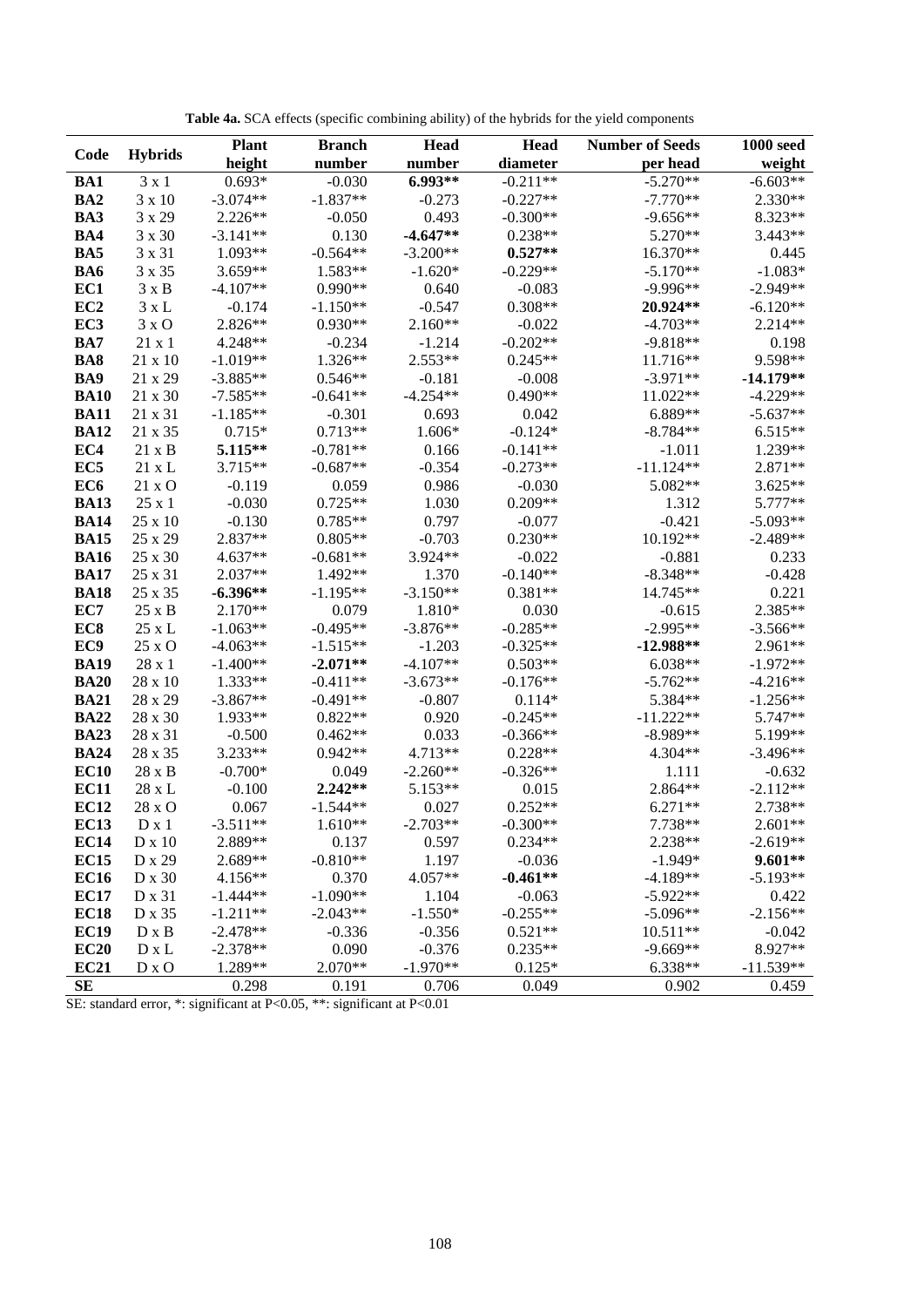**Table 4a.** SCA effects (specific combining ability) of the hybrids for the yield components

| Code | Hybrids | Plant height | Branch number | Head number | Head diameter | Number of Seeds per head | 1000 seed weight |
|---|---|---|---|---|---|---|---|
| **BA1** | 3 x 1 | 0.693* | -0.030 | **6.993\*\*** | -0.211** | -5.270** | -6.603** |
| **BA2** | 3 x 10 | -3.074** | -1.837** | -0.273 | -0.227** | -7.770** | 2.330** |
| **BA3** | 3 x 29 | 2.226** | -0.050 | 0.493 | -0.300** | -9.656** | 8.323** |
| **BA4** | 3 x 30 | -3.141** | 0.130 | **-4.647\*\*** | 0.238** | 5.270** | 3.443** |
| **BA5** | 3 x 31 | 1.093** | -0.564** | -3.200** | **0.527\*\*** | 16.370** | 0.445 |
| **BA6** | 3 x 35 | 3.659** | 1.583** | -1.620* | -0.229** | -5.170** | -1.083* |
| **EC1** | 3 x B | -4.107** | 0.990** | 0.640 | -0.083 | -9.996** | -2.949** |
| **EC2** | 3 x L | -0.174 | -1.150** | -0.547 | 0.308** | **20.924\*\*** | -6.120** |
| **EC3** | 3 x O | 2.826** | 0.930** | 2.160** | -0.022 | -4.703** | 2.214** |
| **BA7** | 21 x 1 | 4.248** | -0.234 | -1.214 | -0.202** | -9.818** | 0.198 |
| **BA8** | 21 x 10 | -1.019** | 1.326** | 2.553** | 0.245** | 11.716** | 9.598** |
| **BA9** | 21 x 29 | -3.885** | 0.546** | -0.181 | -0.008 | -3.971** | **-14.179\*\*** |
| **BA10** | 21 x 30 | -7.585** | -0.641** | -4.254** | 0.490** | 11.022** | -4.229** |
| **BA11** | 21 x 31 | -1.185** | -0.301 | 0.693 | 0.042 | 6.889** | -5.637** |
| **BA12** | 21 x 35 | 0.715* | 0.713** | 1.606* | -0.124* | -8.784** | 6.515** |
| **EC4** | 21 x B | **5.115\*\*** | -0.781** | 0.166 | -0.141** | -1.011 | 1.239** |
| **EC5** | 21 x L | 3.715** | -0.687** | -0.354 | -0.273** | -11.124** | 2.871** |
| **EC6** | 21 x O | -0.119 | 0.059 | 0.986 | -0.030 | 5.082** | 3.625** |
| **BA13** | 25 x 1 | -0.030 | 0.725** | 1.030 | 0.209** | 1.312 | 5.777** |
| **BA14** | 25 x 10 | -0.130 | 0.785** | 0.797 | -0.077 | -0.421 | -5.093** |
| **BA15** | 25 x 29 | 2.837** | 0.805** | -0.703 | 0.230** | 10.192** | -2.489** |
| **BA16** | 25 x 30 | 4.637** | -0.681** | 3.924** | -0.022 | -0.881 | 0.233 |
| **BA17** | 25 x 31 | 2.037** | 1.492** | 1.370 | -0.140** | -8.348** | -0.428 |
| **BA18** | 25 x 35 | **-6.396\*\*** | -1.195** | -3.150** | 0.381** | 14.745** | 0.221 |
| **EC7** | 25 x B | 2.170** | 0.079 | 1.810* | 0.030 | -0.615 | 2.385** |
| **EC8** | 25 x L | -1.063** | -0.495** | -3.876** | -0.285** | -2.995** | -3.566** |
| **EC9** | 25 x O | -4.063** | -1.515** | -1.203 | -0.325** | **-12.988\*\*** | 2.961** |
| **BA19** | 28 x 1 | -1.400** | **-2.071\*\*** | -4.107** | 0.503** | 6.038** | -1.972** |
| **BA20** | 28 x 10 | 1.333** | -0.411** | -3.673** | -0.176** | -5.762** | -4.216** |
| **BA21** | 28 x 29 | -3.867** | -0.491** | -0.807 | 0.114* | 5.384** | -1.256** |
| **BA22** | 28 x 30 | 1.933** | 0.822** | 0.920 | -0.245** | -11.222** | 5.747** |
| **BA23** | 28 x 31 | -0.500 | 0.462** | 0.033 | -0.366** | -8.989** | 5.199** |
| **BA24** | 28 x 35 | 3.233** | 0.942** | 4.713** | 0.228** | 4.304** | -3.496** |
| **EC10** | 28 x B | -0.700* | 0.049 | -2.260** | -0.326** | 1.111 | -0.632 |
| **EC11** | 28 x L | -0.100 | **2.242\*\*** | 5.153** | 0.015 | 2.864** | -2.112** |
| **EC12** | 28 x O | 0.067 | -1.544** | 0.027 | 0.252** | 6.271** | 2.738** |
| **EC13** | D x 1 | -3.511** | 1.610** | -2.703** | -0.300** | 7.738** | 2.601** |
| **EC14** | D x 10 | 2.889** | 0.137 | 0.597 | 0.234** | 2.238** | -2.619** |
| **EC15** | D x 29 | 2.689** | -0.810** | 1.197 | -0.036 | -1.949* | **9.601\*\*** |
| **EC16** | D x 30 | 4.156** | 0.370 | 4.057** | **-0.461\*\*** | -4.189** | -5.193** |
| **EC17** | D x 31 | -1.444** | -1.090** | 1.104 | -0.063 | -5.922** | 0.422 |
| **EC18** | D x 35 | -1.211** | -2.043** | -1.550* | -0.255** | -5.096** | -2.156** |
| **EC19** | D x B | -2.478** | -0.336 | -0.356 | 0.521** | 10.511** | -0.042 |
| **EC20** | D x L | -2.378** | 0.090 | -0.376 | 0.235** | -9.669** | 8.927** |
| **EC21** | D x O | 1.289** | 2.070** | -1.970** | 0.125* | 6.338** | -11.539** |
| **SE** | | 0.298 | 0.191 | 0.706 | 0.049 | 0.902 | 0.459 |

SE: standard error, *: significant at P<0.05, **: significant at P<0.01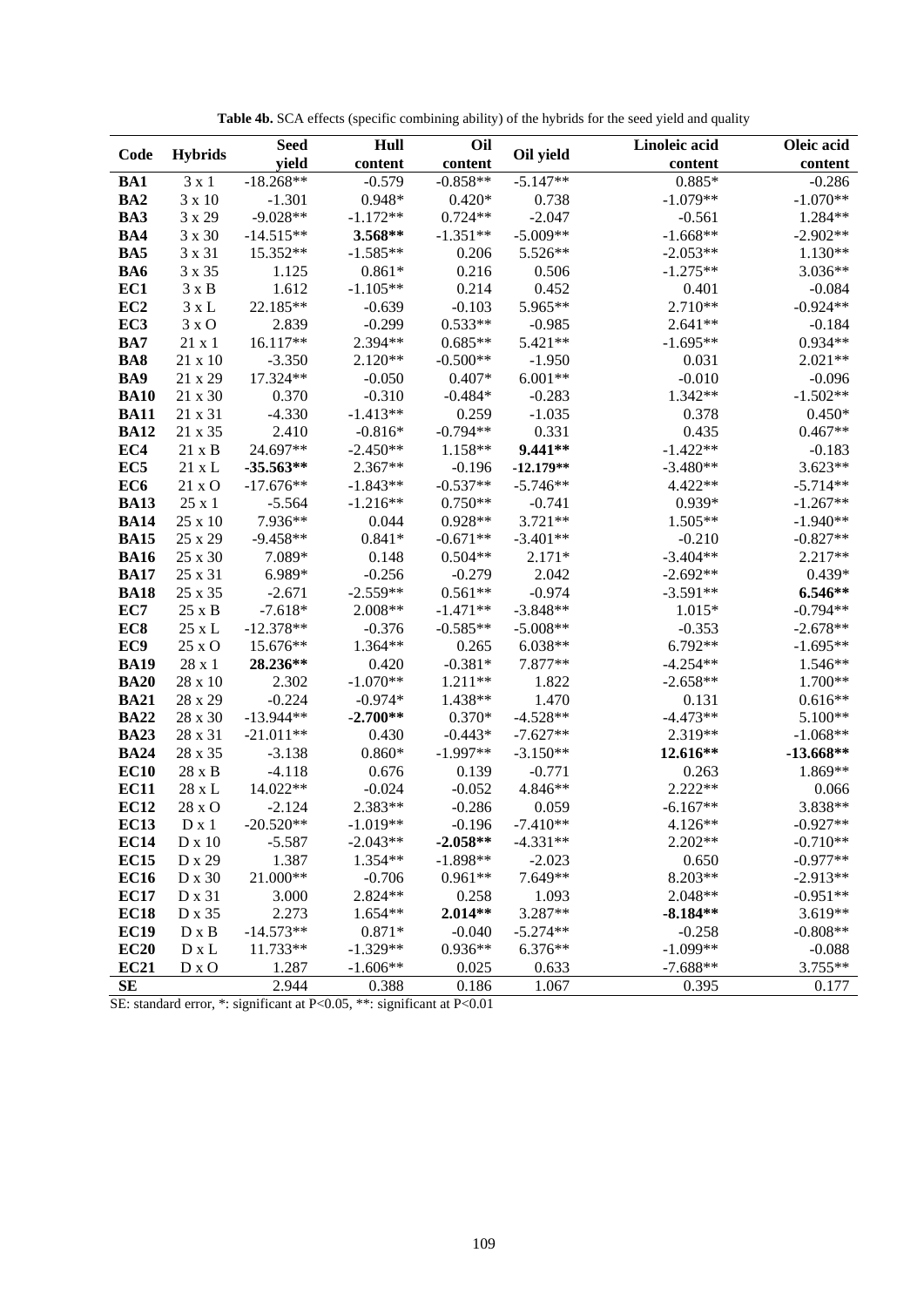**Table 4b.** SCA effects (specific combining ability) of the hybrids for the seed yield and quality

| Code | Hybrids | Seed yield | Hull content | Oil content | Oil yield | Linoleic acid content | Oleic acid content |
|---|---|---|---|---|---|---|---|
| **BA1** | 3 x 1 | -18.268** | -0.579 | -0.858** | -5.147** | 0.885* | -0.286 |
| **BA2** | 3 x 10 | -1.301 | 0.948* | 0.420* | 0.738 | -1.079** | -1.070** |
| **BA3** | 3 x 29 | -9.028** | -1.172** | 0.724** | -2.047 | -0.561 | 1.284** |
| **BA4** | 3 x 30 | -14.515** | **3.568**** | -1.351** | -5.009** | -1.668** | -2.902** |
| **BA5** | 3 x 31 | 15.352** | -1.585** | 0.206 | 5.526** | -2.053** | 1.130** |
| **BA6** | 3 x 35 | 1.125 | 0.861* | 0.216 | 0.506 | -1.275** | 3.036** |
| **EC1** | 3 x B | 1.612 | -1.105** | 0.214 | 0.452 | 0.401 | -0.084 |
| **EC2** | 3 x L | 22.185** | -0.639 | -0.103 | 5.965** | 2.710** | -0.924** |
| **EC3** | 3 x O | 2.839 | -0.299 | 0.533** | -0.985 | 2.641** | -0.184 |
| **BA7** | 21 x 1 | 16.117** | 2.394** | 0.685** | 5.421** | -1.695** | 0.934** |
| **BA8** | 21 x 10 | -3.350 | 2.120** | -0.500** | -1.950 | 0.031 | 2.021** |
| **BA9** | 21 x 29 | 17.324** | -0.050 | 0.407* | 6.001** | -0.010 | -0.096 |
| **BA10** | 21 x 30 | 0.370 | -0.310 | -0.484* | -0.283 | 1.342** | -1.502** |
| **BA11** | 21 x 31 | -4.330 | -1.413** | 0.259 | -1.035 | 0.378 | 0.450* |
| **BA12** | 21 x 35 | 2.410 | -0.816* | -0.794** | 0.331 | 0.435 | 0.467** |
| **EC4** | 21 x B | 24.697** | -2.450** | 1.158** | **9.441**** | -1.422** | -0.183 |
| **EC5** | 21 x L | **-35.563**** | 2.367** | -0.196 | **-12.179**** | -3.480** | 3.623** |
| **EC6** | 21 x O | -17.676** | -1.843** | -0.537** | -5.746** | 4.422** | -5.714** |
| **BA13** | 25 x 1 | -5.564 | -1.216** | 0.750** | -0.741 | 0.939* | -1.267** |
| **BA14** | 25 x 10 | 7.936** | 0.044 | 0.928** | 3.721** | 1.505** | -1.940** |
| **BA15** | 25 x 29 | -9.458** | 0.841* | -0.671** | -3.401** | -0.210 | -0.827** |
| **BA16** | 25 x 30 | 7.089* | 0.148 | 0.504** | 2.171* | -3.404** | 2.217** |
| **BA17** | 25 x 31 | 6.989* | -0.256 | -0.279 | 2.042 | -2.692** | 0.439* |
| **BA18** | 25 x 35 | -2.671 | -2.559** | 0.561** | -0.974 | -3.591** | **6.546**** |
| **EC7** | 25 x B | -7.618* | 2.008** | -1.471** | -3.848** | 1.015* | -0.794** |
| **EC8** | 25 x L | -12.378** | -0.376 | -0.585** | -5.008** | -0.353 | -2.678** |
| **EC9** | 25 x O | 15.676** | 1.364** | 0.265 | 6.038** | 6.792** | -1.695** |
| **BA19** | 28 x 1 | **28.236**** | 0.420 | -0.381* | 7.877** | -4.254** | 1.546** |
| **BA20** | 28 x 10 | 2.302 | -1.070** | 1.211** | 1.822 | -2.658** | 1.700** |
| **BA21** | 28 x 29 | -0.224 | -0.974* | 1.438** | 1.470 | 0.131 | 0.616** |
| **BA22** | 28 x 30 | -13.944** | **-2.700**** | 0.370* | -4.528** | -4.473** | 5.100** |
| **BA23** | 28 x 31 | -21.011** | 0.430 | -0.443* | -7.627** | 2.319** | -1.068** |
| **BA24** | 28 x 35 | -3.138 | 0.860* | -1.997** | -3.150** | **12.616**** | **-13.668**** |
| **EC10** | 28 x B | -4.118 | 0.676 | 0.139 | -0.771 | 0.263 | 1.869** |
| **EC11** | 28 x L | 14.022** | -0.024 | -0.052 | 4.846** | 2.222** | 0.066 |
| **EC12** | 28 x O | -2.124 | 2.383** | -0.286 | 0.059 | -6.167** | 3.838** |
| **EC13** | D x 1 | -20.520** | -1.019** | -0.196 | -7.410** | 4.126** | -0.927** |
| **EC14** | D x 10 | -5.587 | -2.043** | **-2.058**** | -4.331** | 2.202** | -0.710** |
| **EC15** | D x 29 | 1.387 | 1.354** | -1.898** | -2.023 | 0.650 | -0.977** |
| **EC16** | D x 30 | 21.000** | -0.706 | 0.961** | 7.649** | 8.203** | -2.913** |
| **EC17** | D x 31 | 3.000 | 2.824** | 0.258 | 1.093 | 2.048** | -0.951** |
| **EC18** | D x 35 | 2.273 | 1.654** | **2.014**** | 3.287** | **-8.184**** | 3.619** |
| **EC19** | D x B | -14.573** | 0.871* | -0.040 | -5.274** | -0.258 | -0.808** |
| **EC20** | D x L | 11.733** | -1.329** | 0.936** | 6.376** | -1.099** | -0.088 |
| **EC21** | D x O | 1.287 | -1.606** | 0.025 | 0.633 | -7.688** | 3.755** |
| **SE** | | 2.944 | 0.388 | 0.186 | 1.067 | 0.395 | 0.177 |

SE: standard error, *: significant at P<0.05, **: significant at P<0.01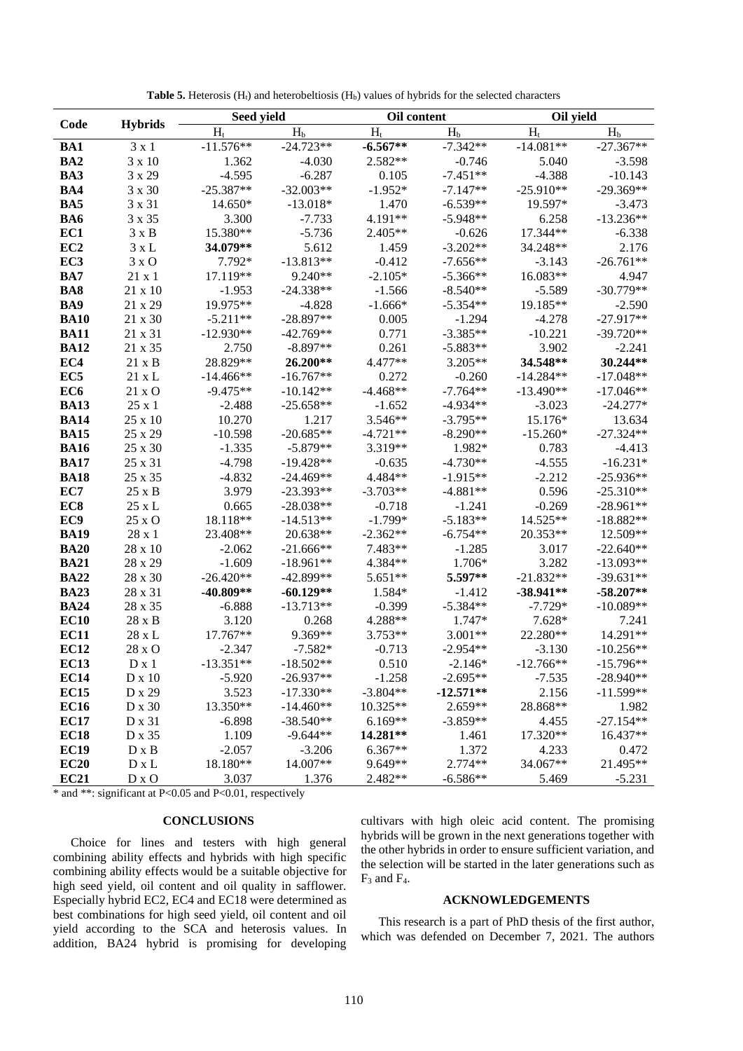**Table 5.** Heterosis ($H_t$) and heterobeltiosis ($H_b$) values of hybrids for the selected characters

| Code | Hybrids | Seed yield | | Oil content | | Oil yield | |
|---|---|---|---|---|---|---|---|
| | | $H_t$ | $H_b$ | $H_t$ | $H_b$ | $H_t$ | $H_b$ |
| **BA1** | 3 x 1 | -11.576** | -24.723** | **-6.567**** | -7.342** | -14.081** | -27.367** |
| **BA2** | 3 x 10 | 1.362 | -4.030 | 2.582** | -0.746 | 5.040 | -3.598 |
| **BA3** | 3 x 29 | -4.595 | -6.287 | 0.105 | -7.451** | -4.388 | -10.143 |
| **BA4** | 3 x 30 | -25.387** | -32.003** | -1.952* | -7.147** | -25.910** | -29.369** |
| **BA5** | 3 x 31 | 14.650* | -13.018* | 1.470 | -6.539** | 19.597* | -3.473 |
| **BA6** | 3 x 35 | 3.300 | -7.733 | 4.191** | -5.948** | 6.258 | -13.236** |
| **EC1** | 3 x B | 15.380** | -5.736 | 2.405** | -0.626 | 17.344** | -6.338 |
| **EC2** | 3 x L | **34.079**** | 5.612 | 1.459 | -3.202** | 34.248** | 2.176 |
| **EC3** | 3 x O | 7.792* | -13.813** | -0.412 | -7.656** | -3.143 | -26.761** |
| **BA7** | 21 x 1 | 17.119** | 9.240** | -2.105* | -5.366** | 16.083** | 4.947 |
| **BA8** | 21 x 10 | -1.953 | -24.338** | -1.566 | -8.540** | -5.589 | -30.779** |
| **BA9** | 21 x 29 | 19.975** | -4.828 | -1.666* | -5.354** | 19.185** | -2.590 |
| **BA10** | 21 x 30 | -5.211** | -28.897** | 0.005 | -1.294 | -4.278 | -27.917** |
| **BA11** | 21 x 31 | -12.930** | -42.769** | 0.771 | -3.385** | -10.221 | -39.720** |
| **BA12** | 21 x 35 | 2.750 | -8.897** | 0.261 | -5.883** | 3.902 | -2.241 |
| **EC4** | 21 x B | 28.829** | **26.200**** | 4.477** | 3.205** | **34.548**** | **30.244**** |
| **EC5** | 21 x L | -14.466** | -16.767** | 0.272 | -0.260 | -14.284** | -17.048** |
| **EC6** | 21 x O | -9.475** | -10.142** | -4.468** | -7.764** | -13.490** | -17.046** |
| **BA13** | 25 x 1 | -2.488 | -25.658** | -1.652 | -4.934** | -3.023 | -24.277* |
| **BA14** | 25 x 10 | 10.270 | 1.217 | 3.546** | -3.795** | 15.176* | 13.634 |
| **BA15** | 25 x 29 | -10.598 | -20.685** | -4.721** | -8.290** | -15.260* | -27.324** |
| **BA16** | 25 x 30 | -1.335 | -5.879** | 3.319** | 1.982* | 0.783 | -4.413 |
| **BA17** | 25 x 31 | -4.798 | -19.428** | -0.635 | -4.730** | -4.555 | -16.231* |
| **BA18** | 25 x 35 | -4.832 | -24.469** | 4.484** | -1.915** | -2.212 | -25.936** |
| **EC7** | 25 x B | 3.979 | -23.393** | -3.703** | -4.881** | 0.596 | -25.310** |
| **EC8** | 25 x L | 0.665 | -28.038** | -0.718 | -1.241 | -0.269 | -28.961** |
| **EC9** | 25 x O | 18.118** | -14.513** | -1.799* | -5.183** | 14.525** | -18.882** |
| **BA19** | 28 x 1 | 23.408** | 20.638** | -2.362** | -6.754** | 20.353** | 12.509** |
| **BA20** | 28 x 10 | -2.062 | -21.666** | 7.483** | -1.285 | 3.017 | -22.640** |
| **BA21** | 28 x 29 | -1.609 | -18.961** | 4.384** | 1.706* | 3.282 | -13.093** |
| **BA22** | 28 x 30 | -26.420** | -42.899** | 5.651** | **5.597**** | -21.832** | -39.631** |
| **BA23** | 28 x 31 | **-40.809**** | **-60.129**** | 1.584* | -1.412 | **-38.941**** | **-58.207**** |
| **BA24** | 28 x 35 | -6.888 | -13.713** | -0.399 | -5.384** | -7.729* | -10.089** |
| **EC10** | 28 x B | 3.120 | 0.268 | 4.288** | 1.747* | 7.628* | 7.241 |
| **EC11** | 28 x L | 17.767** | 9.369** | 3.753** | 3.001** | 22.280** | 14.291** |
| **EC12** | 28 x O | -2.347 | -7.582* | -0.713 | -2.954** | -3.130 | -10.256** |
| **EC13** | D x 1 | -13.351** | -18.502** | 0.510 | -2.146* | -12.766** | -15.796** |
| **EC14** | D x 10 | -5.920 | -26.937** | -1.258 | -2.695** | -7.535 | -28.940** |
| **EC15** | D x 29 | 3.523 | -17.330** | -3.804** | **-12.571**** | 2.156 | -11.599** |
| **EC16** | D x 30 | 13.350** | -14.460** | 10.325** | 2.659** | 28.868** | 1.982 |
| **EC17** | D x 31 | -6.898 | -38.540** | 6.169** | -3.859** | 4.455 | -27.154** |
| **EC18** | D x 35 | 1.109 | -9.644** | **14.281**** | 1.461 | 17.320** | 16.437** |
| **EC19** | D x B | -2.057 | -3.206 | 6.367** | 1.372 | 4.233 | 0.472 |
| **EC20** | D x L | 18.180** | 14.007** | 9.649** | 2.774** | 34.067** | 21.495** |
| **EC21** | D x O | 3.037 | 1.376 | 2.482** | -6.586** | 5.469 | -5.231 |

* and **: significant at P<0.05 and P<0.01, respectively

## CONCLUSIONS

Choice for lines and testers with high general combining ability effects and hybrids with high specific combining ability effects would be a suitable objective for high seed yield, oil content and oil quality in safflower. Especially hybrid EC2, EC4 and EC18 were determined as best combinations for high seed yield, oil content and oil yield according to the SCA and heterosis values. In addition, BA24 hybrid is promising for developing cultivars with high oleic acid content. The promising hybrids will be grown in the next generations together with the other hybrids in order to ensure sufficient variation, and the selection will be started in the later generations such as $F_3$ and $F_4$.

## ACKNOWLEDGEMENTS

This research is a part of PhD thesis of the first author, which was defended on December 7, 2021. The authors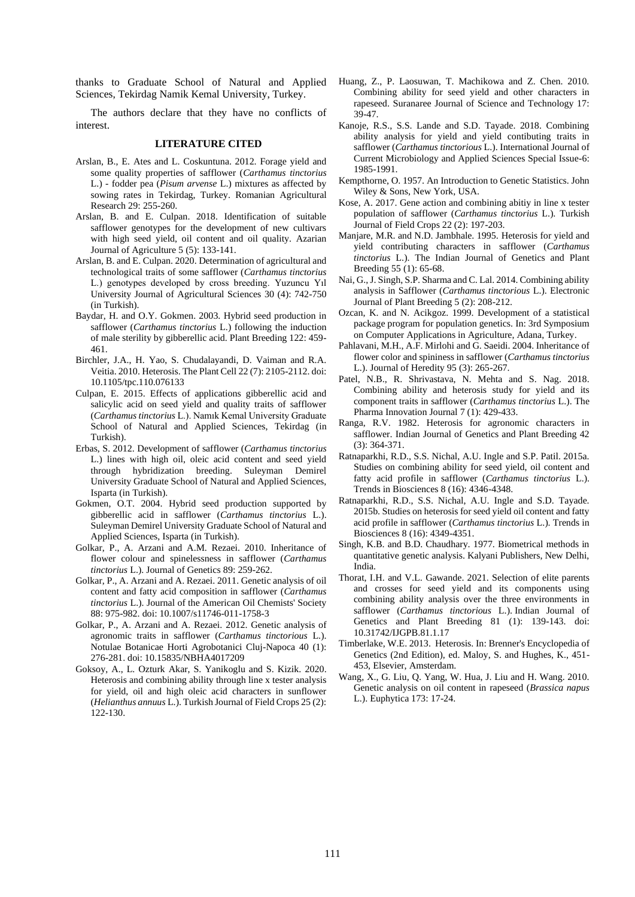thanks to Graduate School of Natural and Applied Sciences, Tekirdag Namik Kemal University, Turkey.

The authors declare that they have no conflicts of interest.

## LITERATURE CITED

Arslan, B., E. Ates and L. Coskuntuna. 2012. Forage yield and some quality properties of safflower (*Carthamus tinctorius* L.) - fodder pea (*Pisum arvense* L.) mixtures as affected by sowing rates in Tekirdag, Turkey. Romanian Agricultural Research 29: 255-260.

Arslan, B. and E. Culpan. 2018. Identification of suitable safflower genotypes for the development of new cultivars with high seed yield, oil content and oil quality. Azarian Journal of Agriculture 5 (5): 133-141.

Arslan, B. and E. Culpan. 2020. Determination of agricultural and technological traits of some safflower (*Carthamus tinctorius* L.) genotypes developed by cross breeding. Yuzuncu Yıl University Journal of Agricultural Sciences 30 (4): 742-750 (in Turkish).

Baydar, H. and O.Y. Gokmen. 2003. Hybrid seed production in safflower (*Carthamus tinctorius* L.) following the induction of male sterility by gibberellic acid. Plant Breeding 122: 459-461.

Birchler, J.A., H. Yao, S. Chudalayandi, D. Vaiman and R.A. Veitia. 2010. Heterosis. The Plant Cell 22 (7): 2105-2112. doi: 10.1105/tpc.110.076133

Culpan, E. 2015. Effects of applications gibberellic acid and salicylic acid on seed yield and quality traits of safflower (*Carthamus tinctorius* L.). Namık Kemal University Graduate School of Natural and Applied Sciences, Tekirdag (in Turkish).

Erbas, S. 2012. Development of safflower (*Carthamus tinctorius* L.) lines with high oil, oleic acid content and seed yield through hybridization breeding. Suleyman Demirel University Graduate School of Natural and Applied Sciences, Isparta (in Turkish).

Gokmen, O.T. 2004. Hybrid seed production supported by gibberellic acid in safflower (*Carthamus tinctorius* L.). Suleyman Demirel University Graduate School of Natural and Applied Sciences, Isparta (in Turkish).

Golkar, P., A. Arzani and A.M. Rezaei. 2010. Inheritance of flower colour and spinelessness in safflower (*Carthamus tinctorius* L.). Journal of Genetics 89: 259-262.

Golkar, P., A. Arzani and A. Rezaei. 2011. Genetic analysis of oil content and fatty acid composition in safflower (*Carthamus tinctorius* L.). Journal of the American Oil Chemists' Society 88: 975-982. doi: 10.1007/s11746-011-1758-3

Golkar, P., A. Arzani and A. Rezaei. 2012. Genetic analysis of agronomic traits in safflower (*Carthamus tinctorious* L.). Notulae Botanicae Horti Agrobotanici Cluj-Napoca 40 (1): 276-281. doi: 10.15835/NBHA4017209

Goksoy, A., L. Ozturk Akar, S. Yanikoglu and S. Kizik. 2020. Heterosis and combining ability through line x tester analysis for yield, oil and high oleic acid characters in sunflower (*Helianthus annuus* L.). Turkish Journal of Field Crops 25 (2): 122-130.

Huang, Z., P. Laosuwan, T. Machikowa and Z. Chen. 2010. Combining ability for seed yield and other characters in rapeseed. Suranaree Journal of Science and Technology 17: 39-47.

Kanoje, R.S., S.S. Lande and S.D. Tayade. 2018. Combining ability analysis for yield and yield contibuting traits in safflower (*Carthamus tinctorious* L.). International Journal of Current Microbiology and Applied Sciences Special Issue-6: 1985-1991.

Kempthorne, O. 1957. An Introduction to Genetic Statistics. John Wiley & Sons, New York, USA.

Kose, A. 2017. Gene action and combining abitiy in line x tester population of safflower (*Carthamus tinctorius* L.). Turkish Journal of Field Crops 22 (2): 197-203.

Manjare, M.R. and N.D. Jambhale. 1995. Heterosis for yield and yield contributing characters in safflower (*Carthamus tinctorius* L.). The Indian Journal of Genetics and Plant Breeding 55 (1): 65-68.

Nai, G., J. Singh, S.P. Sharma and C. Lal. 2014. Combining ability analysis in Safflower (*Carthamus tinctorious* L.). Electronic Journal of Plant Breeding 5 (2): 208-212.

Ozcan, K. and N. Acikgoz. 1999. Development of a statistical package program for population genetics. In: 3rd Symposium on Computer Applications in Agriculture, Adana, Turkey.

Pahlavani, M.H., A.F. Mirlohi and G. Saeidi. 2004. Inheritance of flower color and spininess in safflower (*Carthamus tinctorius* L.). Journal of Heredity 95 (3): 265-267.

Patel, N.B., R. Shrivastava, N. Mehta and S. Nag. 2018. Combining ability and heterosis study for yield and its component traits in safflower (*Carthamus tinctorius* L.). The Pharma Innovation Journal 7 (1): 429-433.

Ranga, R.V. 1982. Heterosis for agronomic characters in safflower. Indian Journal of Genetics and Plant Breeding 42 (3): 364-371.

Ratnaparkhi, R.D., S.S. Nichal, A.U. Ingle and S.P. Patil. 2015a. Studies on combining ability for seed yield, oil content and fatty acid profile in safflower (*Carthamus tinctorius* L.). Trends in Biosciences 8 (16): 4346-4348.

Ratnaparkhi, R.D., S.S. Nichal, A.U. Ingle and S.D. Tayade. 2015b. Studies on heterosis for seed yield oil content and fatty acid profile in safflower (*Carthamus tinctorius* L.). Trends in Biosciences 8 (16): 4349-4351.

Singh, K.B. and B.D. Chaudhary. 1977. Biometrical methods in quantitative genetic analysis. Kalyani Publishers, New Delhi, India.

Thorat, I.H. and V.L. Gawande. 2021. Selection of elite parents and crosses for seed yield and its components using combining ability analysis over the three environments in safflower (*Carthamus tinctorious* L.). Indian Journal of Genetics and Plant Breeding 81 (1): 139-143. doi: 10.31742/IJGPB.81.1.17

Timberlake, W.E. 2013. Heterosis. In: Brenner's Encyclopedia of Genetics (2nd Edition), ed. Maloy, S. and Hughes, K., 451-453, Elsevier, Amsterdam.

Wang, X., G. Liu, Q. Yang, W. Hua, J. Liu and H. Wang. 2010. Genetic analysis on oil content in rapeseed (*Brassica napus* L.). Euphytica 173: 17-24.